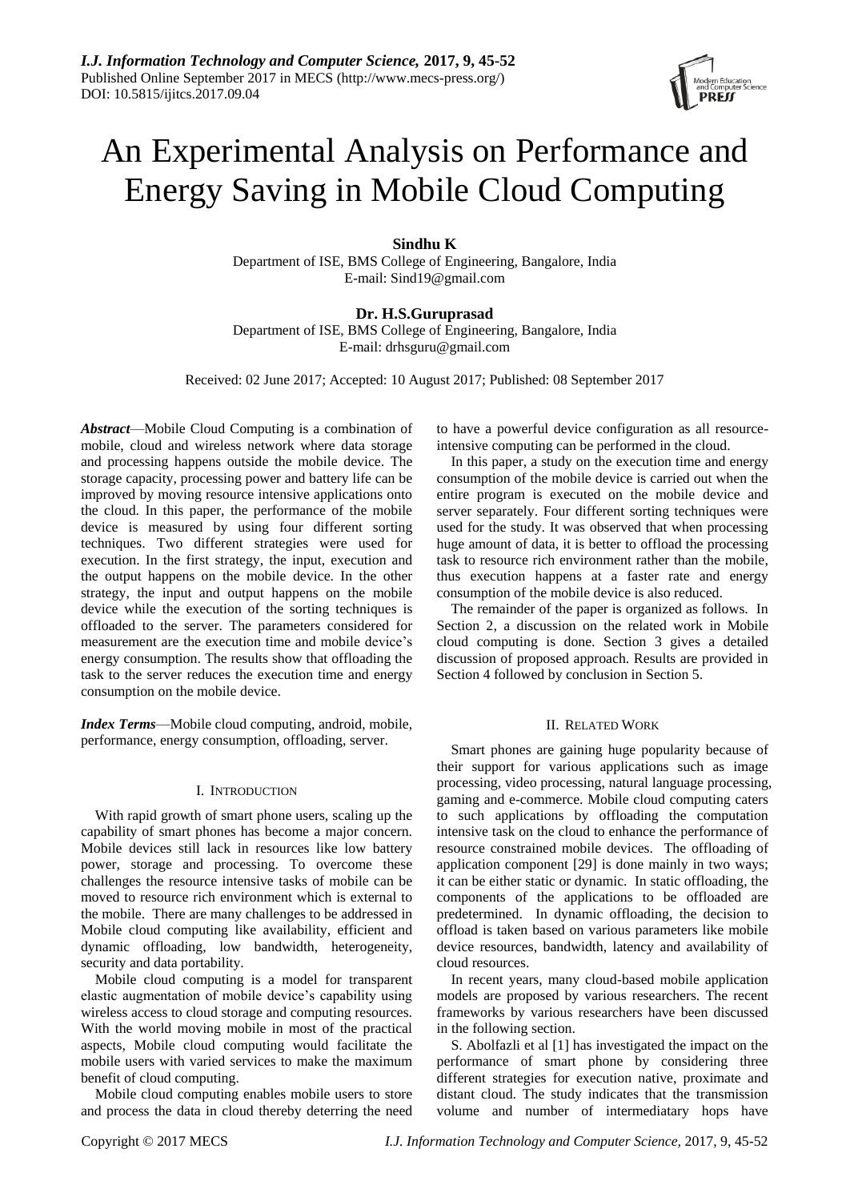# An Experimental Analysis on Performance and Energy Saving in Mobile Cloud Computing

**Sindhu K**
Department of ISE, BMS College of Engineering, Bangalore, India
E-mail: Sind19@gmail.com

**Dr. H.S.Guruprasad**
Department of ISE, BMS College of Engineering, Bangalore, India
E-mail: drhsguru@gmail.com

Received: 02 June 2017; Accepted: 10 August 2017; Published: 08 September 2017

***Abstract***—Mobile Cloud Computing is a combination of mobile, cloud and wireless network where data storage and processing happens outside the mobile device. The storage capacity, processing power and battery life can be improved by moving resource intensive applications onto the cloud. In this paper, the performance of the mobile device is measured by using four different sorting techniques. Two different strategies were used for execution. In the first strategy, the input, execution and the output happens on the mobile device. In the other strategy, the input and output happens on the mobile device while the execution of the sorting techniques is offloaded to the server. The parameters considered for measurement are the execution time and mobile device's energy consumption. The results show that offloading the task to the server reduces the execution time and energy consumption on the mobile device.

***Index Terms***—Mobile cloud computing, android, mobile, performance, energy consumption, offloading, server.

## I. Introduction

With rapid growth of smart phone users, scaling up the capability of smart phones has become a major concern. Mobile devices still lack in resources like low battery power, storage and processing. To overcome these challenges the resource intensive tasks of mobile can be moved to resource rich environment which is external to the mobile. There are many challenges to be addressed in Mobile cloud computing like availability, efficient and dynamic offloading, low bandwidth, heterogeneity, security and data portability.

Mobile cloud computing is a model for transparent elastic augmentation of mobile device's capability using wireless access to cloud storage and computing resources. With the world moving mobile in most of the practical aspects, Mobile cloud computing would facilitate the mobile users with varied services to make the maximum benefit of cloud computing.

Mobile cloud computing enables mobile users to store and process the data in cloud thereby deterring the need to have a powerful device configuration as all resource-intensive computing can be performed in the cloud.

In this paper, a study on the execution time and energy consumption of the mobile device is carried out when the entire program is executed on the mobile device and server separately. Four different sorting techniques were used for the study. It was observed that when processing huge amount of data, it is better to offload the processing task to resource rich environment rather than the mobile, thus execution happens at a faster rate and energy consumption of the mobile device is also reduced.

The remainder of the paper is organized as follows. In Section 2, a discussion on the related work in Mobile cloud computing is done. Section 3 gives a detailed discussion of proposed approach. Results are provided in Section 4 followed by conclusion in Section 5.

## II. Related Work

Smart phones are gaining huge popularity because of their support for various applications such as image processing, video processing, natural language processing, gaming and e-commerce. Mobile cloud computing caters to such applications by offloading the computation intensive task on the cloud to enhance the performance of resource constrained mobile devices. The offloading of application component [29] is done mainly in two ways; it can be either static or dynamic. In static offloading, the components of the applications to be offloaded are predetermined. In dynamic offloading, the decision to offload is taken based on various parameters like mobile device resources, bandwidth, latency and availability of cloud resources.

In recent years, many cloud-based mobile application models are proposed by various researchers. The recent frameworks by various researchers have been discussed in the following section.

S. Abolfazli et al [1] has investigated the impact on the performance of smart phone by considering three different strategies for execution native, proximate and distant cloud. The study indicates that the transmission volume and number of intermediatary hops have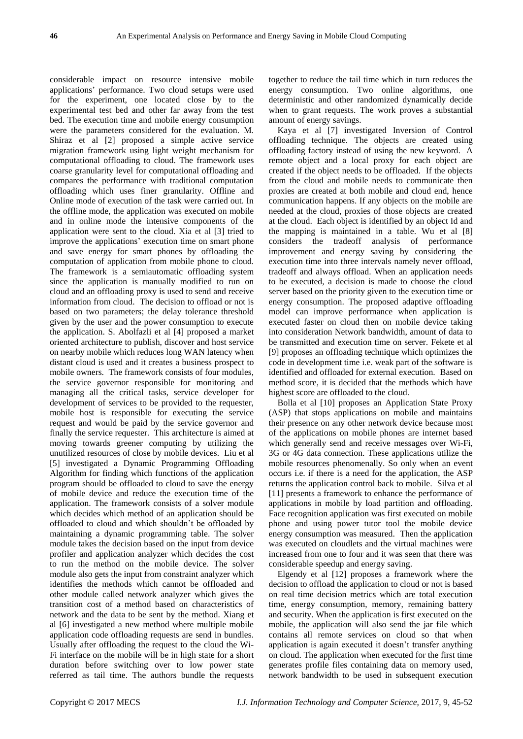considerable impact on resource intensive mobile applications' performance. Two cloud setups were used for the experiment, one located close by to the experimental test bed and other far away from the test bed. The execution time and mobile energy consumption were the parameters considered for the evaluation. M. Shiraz et al [2] proposed a simple active service migration framework using light weight mechanism for computational offloading to cloud. The framework uses coarse granularity level for computational offloading and compares the performance with traditional computation offloading which uses finer granularity. Offline and Online mode of execution of the task were carried out. In the offline mode, the application was executed on mobile and in online mode the intensive components of the application were sent to the cloud. Xia et al [3] tried to improve the applications' execution time on smart phone and save energy for smart phones by offloading the computation of application from mobile phone to cloud. The framework is a semiautomatic offloading system since the application is manually modified to run on cloud and an offloading proxy is used to send and receive information from cloud. The decision to offload or not is based on two parameters; the delay tolerance threshold given by the user and the power consumption to execute the application. S. Abolfazli et al [4] proposed a market oriented architecture to publish, discover and host service on nearby mobile which reduces long WAN latency when distant cloud is used and it creates a business prospect to mobile owners. The framework consists of four modules, the service governor responsible for monitoring and managing all the critical tasks, service developer for development of services to be provided to the requester, mobile host is responsible for executing the service request and would be paid by the service governor and finally the service requester. This architecture is aimed at moving towards greener computing by utilizing the unutilized resources of close by mobile devices. Liu et al [5] investigated a Dynamic Programming Offloading Algorithm for finding which functions of the application program should be offloaded to cloud to save the energy of mobile device and reduce the execution time of the application. The framework consists of a solver module which decides which method of an application should be offloaded to cloud and which shouldn't be offloaded by maintaining a dynamic programming table. The solver module takes the decision based on the input from device profiler and application analyzer which decides the cost to run the method on the mobile device. The solver module also gets the input from constraint analyzer which identifies the methods which cannot be offloaded and other module called network analyzer which gives the transition cost of a method based on characteristics of network and the data to be sent by the method. Xiang et al [6] investigated a new method where multiple mobile application code offloading requests are send in bundles. Usually after offloading the request to the cloud the Wi-Fi interface on the mobile will be in high state for a short duration before switching over to low power state referred as tail time. The authors bundle the requests together to reduce the tail time which in turn reduces the energy consumption. Two online algorithms, one deterministic and other randomized dynamically decide when to grant requests. The work proves a substantial amount of energy savings.

Kaya et al [7] investigated Inversion of Control offloading technique. The objects are created using offloading factory instead of using the new keyword. A remote object and a local proxy for each object are created if the object needs to be offloaded. If the objects from the cloud and mobile needs to communicate then proxies are created at both mobile and cloud end, hence communication happens. If any objects on the mobile are needed at the cloud, proxies of those objects are created at the cloud. Each object is identified by an object Id and the mapping is maintained in a table. Wu et al [8] considers the tradeoff analysis of performance improvement and energy saving by considering the execution time into three intervals namely never offload, tradeoff and always offload. When an application needs to be executed, a decision is made to choose the cloud server based on the priority given to the execution time or energy consumption. The proposed adaptive offloading model can improve performance when application is executed faster on cloud then on mobile device taking into consideration Network bandwidth, amount of data to be transmitted and execution time on server. Fekete et al [9] proposes an offloading technique which optimizes the code in development time i.e. weak part of the software is identified and offloaded for external execution. Based on method score, it is decided that the methods which have highest score are offloaded to the cloud.

Bolla et al [10] proposes an Application State Proxy (ASP) that stops applications on mobile and maintains their presence on any other network device because most of the applications on mobile phones are internet based which generally send and receive messages over Wi-Fi, 3G or 4G data connection. These applications utilize the mobile resources phenomenally. So only when an event occurs i.e. if there is a need for the application, the ASP returns the application control back to mobile. Silva et al [11] presents a framework to enhance the performance of applications in mobile by load partition and offloading. Face recognition application was first executed on mobile phone and using power tutor tool the mobile device energy consumption was measured. Then the application was executed on cloudlets and the virtual machines were increased from one to four and it was seen that there was considerable speedup and energy saving.

Elgendy et al [12] proposes a framework where the decision to offload the application to cloud or not is based on real time decision metrics which are total execution time, energy consumption, memory, remaining battery and security. When the application is first executed on the mobile, the application will also send the jar file which contains all remote services on cloud so that when application is again executed it doesn't transfer anything on cloud. The application when executed for the first time generates profile files containing data on memory used, network bandwidth to be used in subsequent execution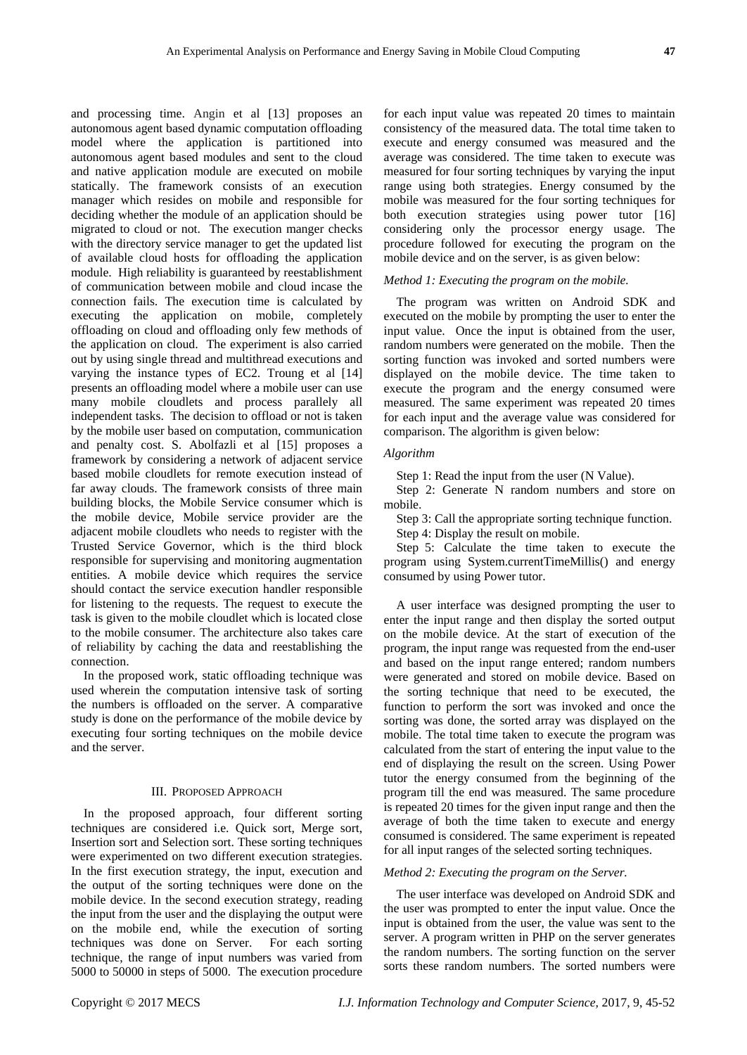and processing time. Angin et al [13] proposes an autonomous agent based dynamic computation offloading model where the application is partitioned into autonomous agent based modules and sent to the cloud and native application module are executed on mobile statically. The framework consists of an execution manager which resides on mobile and responsible for deciding whether the module of an application should be migrated to cloud or not. The execution manger checks with the directory service manager to get the updated list of available cloud hosts for offloading the application module. High reliability is guaranteed by reestablishment of communication between mobile and cloud incase the connection fails. The execution time is calculated by executing the application on mobile, completely offloading on cloud and offloading only few methods of the application on cloud. The experiment is also carried out by using single thread and multithread executions and varying the instance types of EC2. Troung et al [14] presents an offloading model where a mobile user can use many mobile cloudlets and process parallely all independent tasks. The decision to offload or not is taken by the mobile user based on computation, communication and penalty cost. S. Abolfazli et al [15] proposes a framework by considering a network of adjacent service based mobile cloudlets for remote execution instead of far away clouds. The framework consists of three main building blocks, the Mobile Service consumer which is the mobile device, Mobile service provider are the adjacent mobile cloudlets who needs to register with the Trusted Service Governor, which is the third block responsible for supervising and monitoring augmentation entities. A mobile device which requires the service should contact the service execution handler responsible for listening to the requests. The request to execute the task is given to the mobile cloudlet which is located close to the mobile consumer. The architecture also takes care of reliability by caching the data and reestablishing the connection.

In the proposed work, static offloading technique was used wherein the computation intensive task of sorting the numbers is offloaded on the server. A comparative study is done on the performance of the mobile device by executing four sorting techniques on the mobile device and the server.

## III. Proposed Approach

In the proposed approach, four different sorting techniques are considered i.e. Quick sort, Merge sort, Insertion sort and Selection sort. These sorting techniques were experimented on two different execution strategies. In the first execution strategy, the input, execution and the output of the sorting techniques were done on the mobile device. In the second execution strategy, reading the input from the user and the displaying the output were on the mobile end, while the execution of sorting techniques was done on Server. For each sorting technique, the range of input numbers was varied from 5000 to 50000 in steps of 5000. The execution procedure for each input value was repeated 20 times to maintain consistency of the measured data. The total time taken to execute and energy consumed was measured and the average was considered. The time taken to execute was measured for four sorting techniques by varying the input range using both strategies. Energy consumed by the mobile was measured for the four sorting techniques for both execution strategies using power tutor [16] considering only the processor energy usage. The procedure followed for executing the program on the mobile device and on the server, is as given below:

*Method 1: Executing the program on the mobile.*

The program was written on Android SDK and executed on the mobile by prompting the user to enter the input value. Once the input is obtained from the user, random numbers were generated on the mobile. Then the sorting function was invoked and sorted numbers were displayed on the mobile device. The time taken to execute the program and the energy consumed were measured. The same experiment was repeated 20 times for each input and the average value was considered for comparison. The algorithm is given below:

*Algorithm*

Step 1: Read the input from the user (N Value).

Step 2: Generate N random numbers and store on mobile.

Step 3: Call the appropriate sorting technique function.

Step 4: Display the result on mobile.

Step 5: Calculate the time taken to execute the program using System.currentTimeMillis() and energy consumed by using Power tutor.

A user interface was designed prompting the user to enter the input range and then display the sorted output on the mobile device. At the start of execution of the program, the input range was requested from the end-user and based on the input range entered; random numbers were generated and stored on mobile device. Based on the sorting technique that need to be executed, the function to perform the sort was invoked and once the sorting was done, the sorted array was displayed on the mobile. The total time taken to execute the program was calculated from the start of entering the input value to the end of displaying the result on the screen. Using Power tutor the energy consumed from the beginning of the program till the end was measured. The same procedure is repeated 20 times for the given input range and then the average of both the time taken to execute and energy consumed is considered. The same experiment is repeated for all input ranges of the selected sorting techniques.

*Method 2: Executing the program on the Server.*

The user interface was developed on Android SDK and the user was prompted to enter the input value. Once the input is obtained from the user, the value was sent to the server. A program written in PHP on the server generates the random numbers. The sorting function on the server sorts these random numbers. The sorted numbers were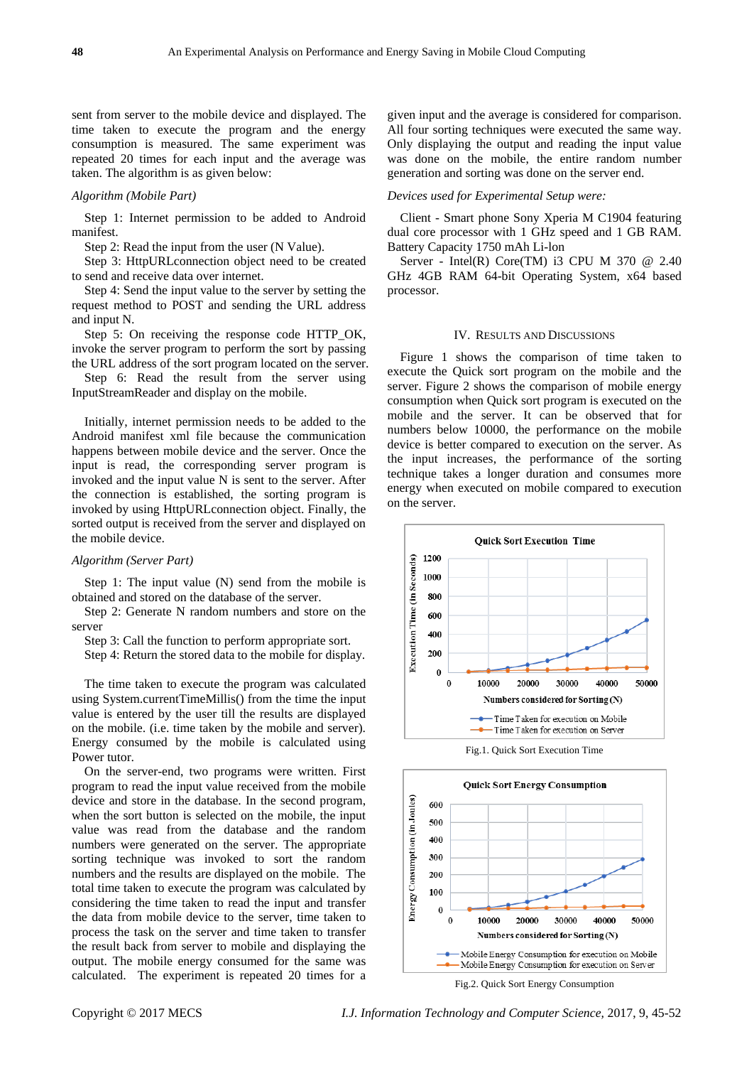sent from server to the mobile device and displayed. The time taken to execute the program and the energy consumption is measured. The same experiment was repeated 20 times for each input and the average was taken. The algorithm is as given below:

*Algorithm (Mobile Part)*

Step 1: Internet permission to be added to Android manifest.
Step 2: Read the input from the user (N Value).
Step 3: HttpURLconnection object need to be created to send and receive data over internet.
Step 4: Send the input value to the server by setting the request method to POST and sending the URL address and input N.
Step 5: On receiving the response code HTTP_OK, invoke the server program to perform the sort by passing the URL address of the sort program located on the server.
Step 6: Read the result from the server using InputStreamReader and display on the mobile.

Initially, internet permission needs to be added to the Android manifest xml file because the communication happens between mobile device and the server. Once the input is read, the corresponding server program is invoked and the input value N is sent to the server. After the connection is established, the sorting program is invoked by using HttpURLconnection object. Finally, the sorted output is received from the server and displayed on the mobile device.

*Algorithm (Server Part)*

Step 1: The input value (N) send from the mobile is obtained and stored on the database of the server.
Step 2: Generate N random numbers and store on the server
Step 3: Call the function to perform appropriate sort.
Step 4: Return the stored data to the mobile for display.

The time taken to execute the program was calculated using System.currentTimeMillis() from the time the input value is entered by the user till the results are displayed on the mobile. (i.e. time taken by the mobile and server). Energy consumed by the mobile is calculated using Power tutor.

On the server-end, two programs were written. First program to read the input value received from the mobile device and store in the database. In the second program, when the sort button is selected on the mobile, the input value was read from the database and the random numbers were generated on the server. The appropriate sorting technique was invoked to sort the random numbers and the results are displayed on the mobile. The total time taken to execute the program was calculated by considering the time taken to read the input and transfer the data from mobile device to the server, time taken to process the task on the server and time taken to transfer the result back from server to mobile and displaying the output. The mobile energy consumed for the same was calculated. The experiment is repeated 20 times for a given input and the average is considered for comparison. All four sorting techniques were executed the same way. Only displaying the output and reading the input value was done on the mobile, the entire random number generation and sorting was done on the server end.

*Devices used for Experimental Setup were:*

Client - Smart phone Sony Xperia M C1904 featuring dual core processor with 1 GHz speed and 1 GB RAM. Battery Capacity 1750 mAh Li-lon

Server - Intel(R) Core(TM) i3 CPU M 370 @ 2.40 GHz 4GB RAM 64-bit Operating System, x64 based processor.

## IV. Results and Discussions

Figure 1 shows the comparison of time taken to execute the Quick sort program on the mobile and the server. Figure 2 shows the comparison of mobile energy consumption when Quick sort program is executed on the mobile and the server. It can be observed that for numbers below 10000, the performance on the mobile device is better compared to execution on the server. As the input increases, the performance of the sorting technique takes a longer duration and consumes more energy when executed on mobile compared to execution on the server.

Fig.1. Quick Sort Execution Time

Fig.2. Quick Sort Energy Consumption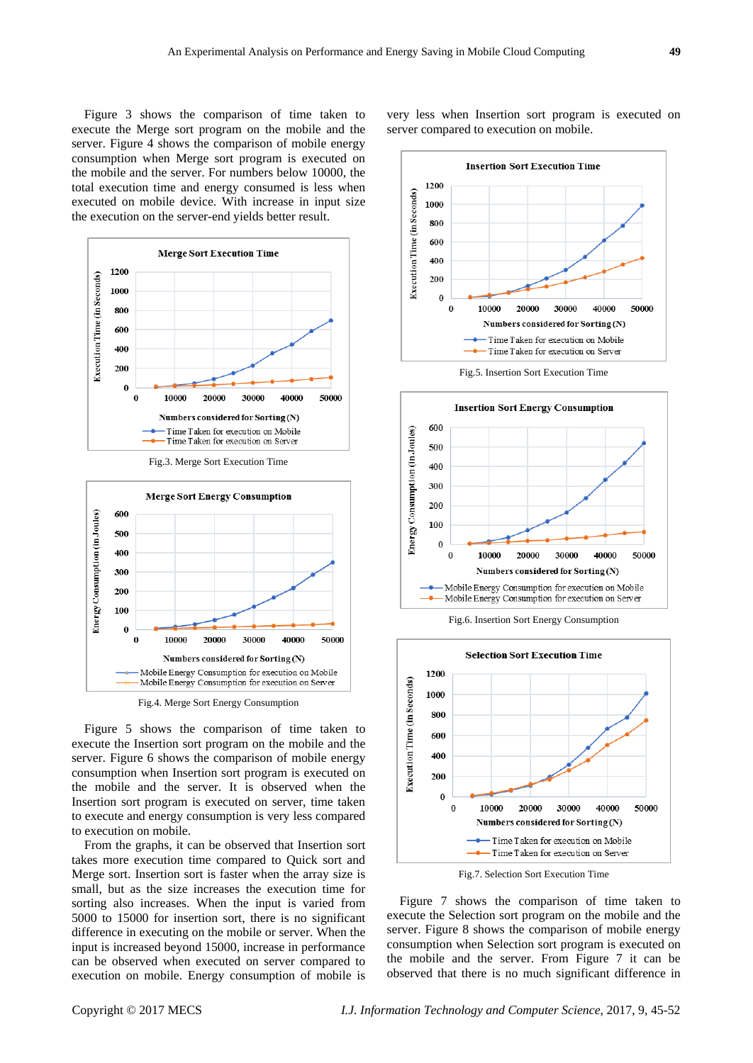Figure 3 shows the comparison of time taken to execute the Merge sort program on the mobile and the server. Figure 4 shows the comparison of mobile energy consumption when Merge sort program is executed on the mobile and the server. For numbers below 10000, the total execution time and energy consumed is less when executed on mobile device. With increase in input size the execution on the server-end yields better result.

Fig.3. Merge Sort Execution Time

Fig.4. Merge Sort Energy Consumption

Figure 5 shows the comparison of time taken to execute the Insertion sort program on the mobile and the server. Figure 6 shows the comparison of mobile energy consumption when Insertion sort program is executed on the mobile and the server. It is observed when the Insertion sort program is executed on server, time taken to execute and energy consumption is very less compared to execution on mobile.

From the graphs, it can be observed that Insertion sort takes more execution time compared to Quick sort and Merge sort. Insertion sort is faster when the array size is small, but as the size increases the execution time for sorting also increases. When the input is varied from 5000 to 15000 for insertion sort, there is no significant difference in executing on the mobile or server. When the input is increased beyond 15000, increase in performance can be observed when executed on server compared to execution on mobile. Energy consumption of mobile is very less when Insertion sort program is executed on server compared to execution on mobile.

Fig.5. Insertion Sort Execution Time

Fig.6. Insertion Sort Energy Consumption

Fig.7. Selection Sort Execution Time

Figure 7 shows the comparison of time taken to execute the Selection sort program on the mobile and the server. Figure 8 shows the comparison of mobile energy consumption when Selection sort program is executed on the mobile and the server. From Figure 7 it can be observed that there is no much significant difference in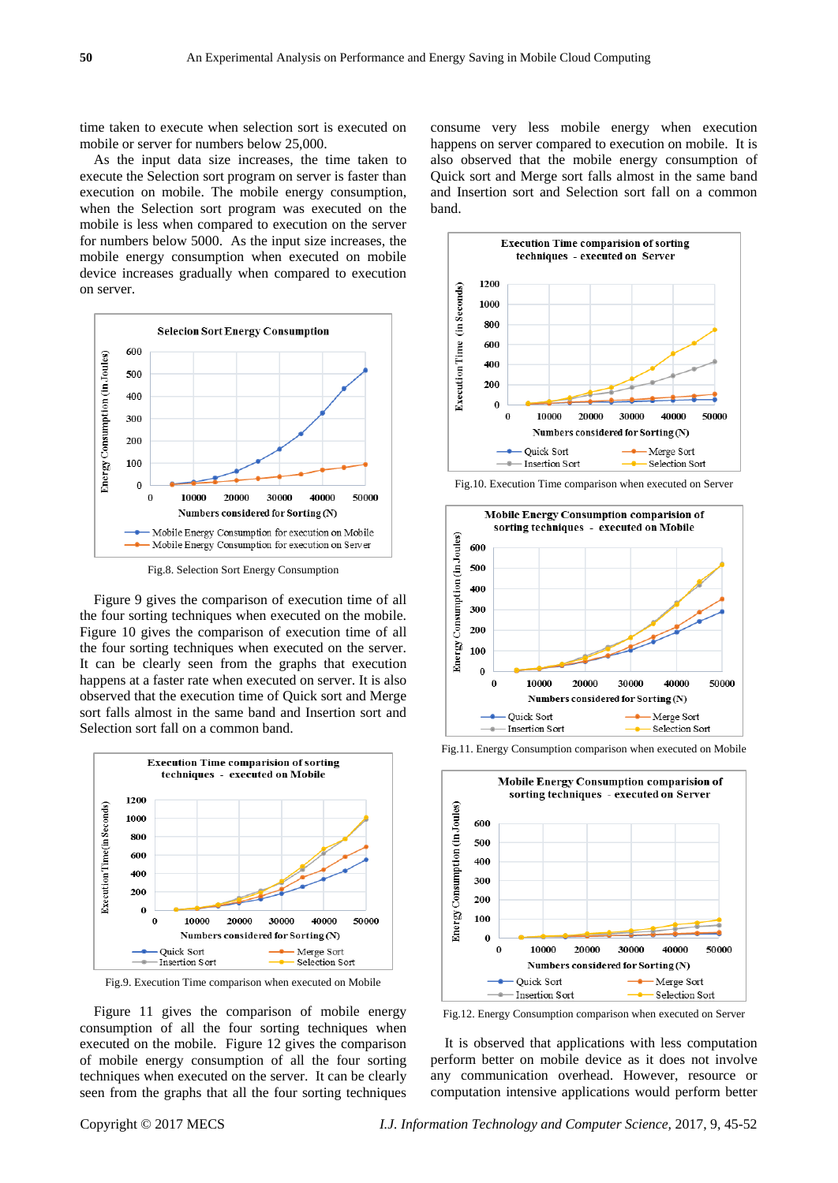time taken to execute when selection sort is executed on mobile or server for numbers below 25,000.

As the input data size increases, the time taken to execute the Selection sort program on server is faster than execution on mobile. The mobile energy consumption, when the Selection sort program was executed on the mobile is less when compared to execution on the server for numbers below 5000. As the input size increases, the mobile energy consumption when executed on mobile device increases gradually when compared to execution on server.

Fig.8. Selection Sort Energy Consumption

Figure 9 gives the comparison of execution time of all the four sorting techniques when executed on the mobile. Figure 10 gives the comparison of execution time of all the four sorting techniques when executed on the server. It can be clearly seen from the graphs that execution happens at a faster rate when executed on server. It is also observed that the execution time of Quick sort and Merge sort falls almost in the same band and Insertion sort and Selection sort fall on a common band.

Fig.9. Execution Time comparison when executed on Mobile

Figure 11 gives the comparison of mobile energy consumption of all the four sorting techniques when executed on the mobile. Figure 12 gives the comparison of mobile energy consumption of all the four sorting techniques when executed on the server. It can be clearly seen from the graphs that all the four sorting techniques consume very less mobile energy when execution happens on server compared to execution on mobile. It is also observed that the mobile energy consumption of Quick sort and Merge sort falls almost in the same band and Insertion sort and Selection sort fall on a common band.

Fig.10. Execution Time comparison when executed on Server

Fig.11. Energy Consumption comparison when executed on Mobile

Fig.12. Energy Consumption comparison when executed on Server

It is observed that applications with less computation perform better on mobile device as it does not involve any communication overhead. However, resource or computation intensive applications would perform better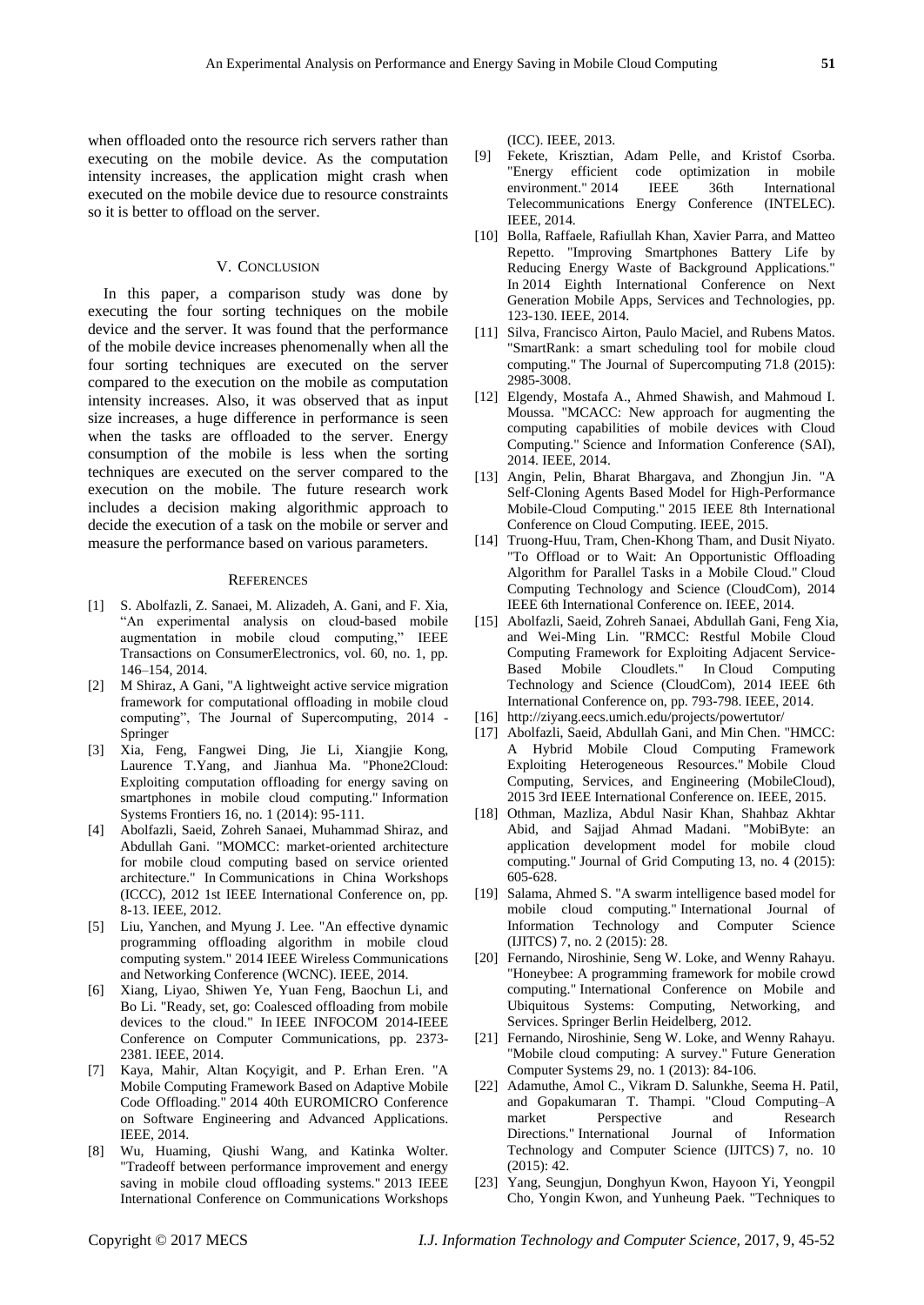when offloaded onto the resource rich servers rather than executing on the mobile device. As the computation intensity increases, the application might crash when executed on the mobile device due to resource constraints so it is better to offload on the server.

## V. Conclusion

In this paper, a comparison study was done by executing the four sorting techniques on the mobile device and the server. It was found that the performance of the mobile device increases phenomenally when all the four sorting techniques are executed on the server compared to the execution on the mobile as computation intensity increases. Also, it was observed that as input size increases, a huge difference in performance is seen when the tasks are offloaded to the server. Energy consumption of the mobile is less when the sorting techniques are executed on the server compared to the execution on the mobile. The future research work includes a decision making algorithmic approach to decide the execution of a task on the mobile or server and measure the performance based on various parameters.

## References

[1] S. Abolfazli, Z. Sanaei, M. Alizadeh, A. Gani, and F. Xia, "An experimental analysis on cloud-based mobile augmentation in mobile cloud computing," IEEE Transactions on ConsumerElectronics, vol. 60, no. 1, pp. 146–154, 2014.

[2] M Shiraz, A Gani, "A lightweight active service migration framework for computational offloading in mobile cloud computing", The Journal of Supercomputing, 2014 - Springer

[3] Xia, Feng, Fangwei Ding, Jie Li, Xiangjie Kong, Laurence T.Yang, and Jianhua Ma. "Phone2Cloud: Exploiting computation offloading for energy saving on smartphones in mobile cloud computing." Information Systems Frontiers 16, no. 1 (2014): 95-111.

[4] Abolfazli, Saeid, Zohreh Sanaei, Muhammad Shiraz, and Abdullah Gani. "MOMCC: market-oriented architecture for mobile cloud computing based on service oriented architecture." In Communications in China Workshops (ICCC), 2012 1st IEEE International Conference on, pp. 8-13. IEEE, 2012.

[5] Liu, Yanchen, and Myung J. Lee. "An effective dynamic programming offloading algorithm in mobile cloud computing system." 2014 IEEE Wireless Communications and Networking Conference (WCNC). IEEE, 2014.

[6] Xiang, Liyao, Shiwen Ye, Yuan Feng, Baochun Li, and Bo Li. "Ready, set, go: Coalesced offloading from mobile devices to the cloud." In IEEE INFOCOM 2014-IEEE Conference on Computer Communications, pp. 2373-2381. IEEE, 2014.

[7] Kaya, Mahir, Altan Koçyigit, and P. Erhan Eren. "A Mobile Computing Framework Based on Adaptive Mobile Code Offloading." 2014 40th EUROMICRO Conference on Software Engineering and Advanced Applications. IEEE, 2014.

[8] Wu, Huaming, Qiushi Wang, and Katinka Wolter. "Tradeoff between performance improvement and energy saving in mobile cloud offloading systems." 2013 IEEE International Conference on Communications Workshops (ICC). IEEE, 2013.

[9] Fekete, Krisztian, Adam Pelle, and Kristof Csorba. "Energy efficient code optimization in mobile environment." 2014 IEEE 36th International Telecommunications Energy Conference (INTELEC). IEEE, 2014.

[10] Bolla, Raffaele, Rafiullah Khan, Xavier Parra, and Matteo Repetto. "Improving Smartphones Battery Life by Reducing Energy Waste of Background Applications." In 2014 Eighth International Conference on Next Generation Mobile Apps, Services and Technologies, pp. 123-130. IEEE, 2014.

[11] Silva, Francisco Airton, Paulo Maciel, and Rubens Matos. "SmartRank: a smart scheduling tool for mobile cloud computing." The Journal of Supercomputing 71.8 (2015): 2985-3008.

[12] Elgendy, Mostafa A., Ahmed Shawish, and Mahmoud I. Moussa. "MCACC: New approach for augmenting the computing capabilities of mobile devices with Cloud Computing." Science and Information Conference (SAI), 2014. IEEE, 2014.

[13] Angin, Pelin, Bharat Bhargava, and Zhongjun Jin. "A Self-Cloning Agents Based Model for High-Performance Mobile-Cloud Computing." 2015 IEEE 8th International Conference on Cloud Computing. IEEE, 2015.

[14] Truong-Huu, Tram, Chen-Khong Tham, and Dusit Niyato. "To Offload or to Wait: An Opportunistic Offloading Algorithm for Parallel Tasks in a Mobile Cloud." Cloud Computing Technology and Science (CloudCom), 2014 IEEE 6th International Conference on. IEEE, 2014.

[15] Abolfazli, Saeid, Zohreh Sanaei, Abdullah Gani, Feng Xia, and Wei-Ming Lin. "RMCC: Restful Mobile Cloud Computing Framework for Exploiting Adjacent Service-Based Mobile Cloudlets." In Cloud Computing Technology and Science (CloudCom), 2014 IEEE 6th International Conference on, pp. 793-798. IEEE, 2014.

[16] http://ziyang.eecs.umich.edu/projects/powertutor/

[17] Abolfazli, Saeid, Abdullah Gani, and Min Chen. "HMCC: A Hybrid Mobile Cloud Computing Framework Exploiting Heterogeneous Resources." Mobile Cloud Computing, Services, and Engineering (MobileCloud), 2015 3rd IEEE International Conference on. IEEE, 2015.

[18] Othman, Mazliza, Abdul Nasir Khan, Shahbaz Akhtar Abid, and Sajjad Ahmad Madani. "MobiByte: an application development model for mobile cloud computing." Journal of Grid Computing 13, no. 4 (2015): 605-628.

[19] Salama, Ahmed S. "A swarm intelligence based model for mobile cloud computing." International Journal of Information Technology and Computer Science (IJITCS) 7, no. 2 (2015): 28.

[20] Fernando, Niroshinie, Seng W. Loke, and Wenny Rahayu. "Honeybee: A programming framework for mobile crowd computing." International Conference on Mobile and Ubiquitous Systems: Computing, Networking, and Services. Springer Berlin Heidelberg, 2012.

[21] Fernando, Niroshinie, Seng W. Loke, and Wenny Rahayu. "Mobile cloud computing: A survey." Future Generation Computer Systems 29, no. 1 (2013): 84-106.

[22] Adamuthe, Amol C., Vikram D. Salunkhe, Seema H. Patil, and Gopakumaran T. Thampi. "Cloud Computing–A market Perspective and Research Directions." International Journal of Information Technology and Computer Science (IJITCS) 7, no. 10 (2015): 42.

[23] Yang, Seungjun, Donghyun Kwon, Hayoon Yi, Yeongpil Cho, Yongin Kwon, and Yunheung Paek. "Techniques to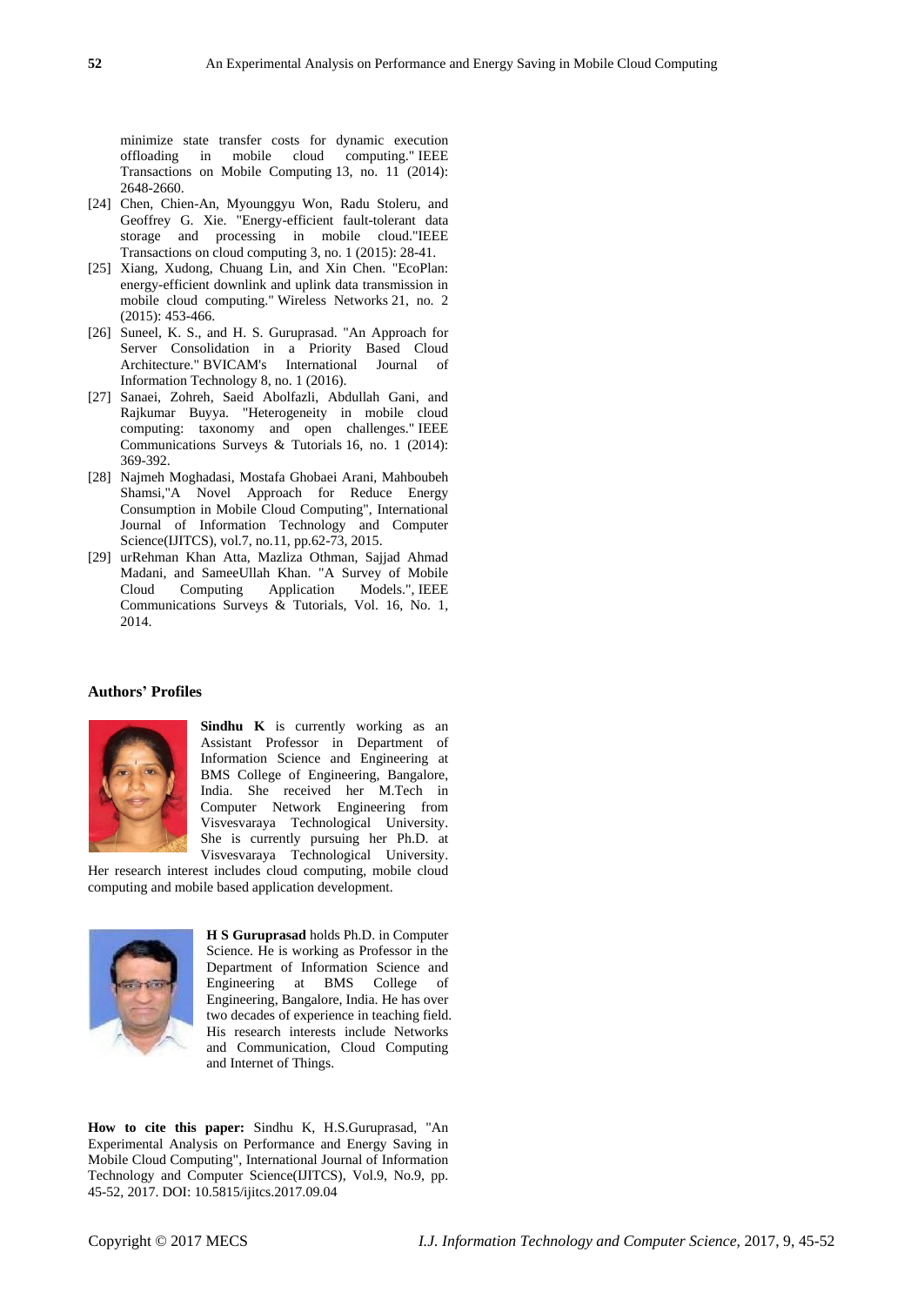minimize state transfer costs for dynamic execution offloading in mobile cloud computing." IEEE Transactions on Mobile Computing 13, no. 11 (2014): 2648-2660.

[24] Chen, Chien-An, Myounggyu Won, Radu Stoleru, and Geoffrey G. Xie. "Energy-efficient fault-tolerant data storage and processing in mobile cloud."IEEE Transactions on cloud computing 3, no. 1 (2015): 28-41.

[25] Xiang, Xudong, Chuang Lin, and Xin Chen. "EcoPlan: energy-efficient downlink and uplink data transmission in mobile cloud computing." Wireless Networks 21, no. 2 (2015): 453-466.

[26] Suneel, K. S., and H. S. Guruprasad. "An Approach for Server Consolidation in a Priority Based Cloud Architecture." BVICAM's International Journal of Information Technology 8, no. 1 (2016).

[27] Sanaei, Zohreh, Saeid Abolfazli, Abdullah Gani, and Rajkumar Buyya. "Heterogeneity in mobile cloud computing: taxonomy and open challenges." IEEE Communications Surveys & Tutorials 16, no. 1 (2014): 369-392.

[28] Najmeh Moghadasi, Mostafa Ghobaei Arani, Mahboubeh Shamsi,"A Novel Approach for Reduce Energy Consumption in Mobile Cloud Computing", International Journal of Information Technology and Computer Science(IJITCS), vol.7, no.11, pp.62-73, 2015.

[29] urRehman Khan Atta, Mazliza Othman, Sajjad Ahmad Madani, and SameeUllah Khan. "A Survey of Mobile Cloud Computing Application Models.", IEEE Communications Surveys & Tutorials, Vol. 16, No. 1, 2014.

## Authors' Profiles

**Sindhu K** is currently working as an Assistant Professor in Department of Information Science and Engineering at BMS College of Engineering, Bangalore, India. She received her M.Tech in Computer Network Engineering from Visvesvaraya Technological University. She is currently pursuing her Ph.D. at Visvesvaraya Technological University. Her research interest includes cloud computing, mobile cloud computing and mobile based application development.

**H S Guruprasad** holds Ph.D. in Computer Science. He is working as Professor in the Department of Information Science and Engineering at BMS College of Engineering, Bangalore, India. He has over two decades of experience in teaching field. His research interests include Networks and Communication, Cloud Computing and Internet of Things.

**How to cite this paper:** Sindhu K, H.S.Guruprasad, "An Experimental Analysis on Performance and Energy Saving in Mobile Cloud Computing", International Journal of Information Technology and Computer Science(IJITCS), Vol.9, No.9, pp. 45-52, 2017. DOI: 10.5815/ijitcs.2017.09.04